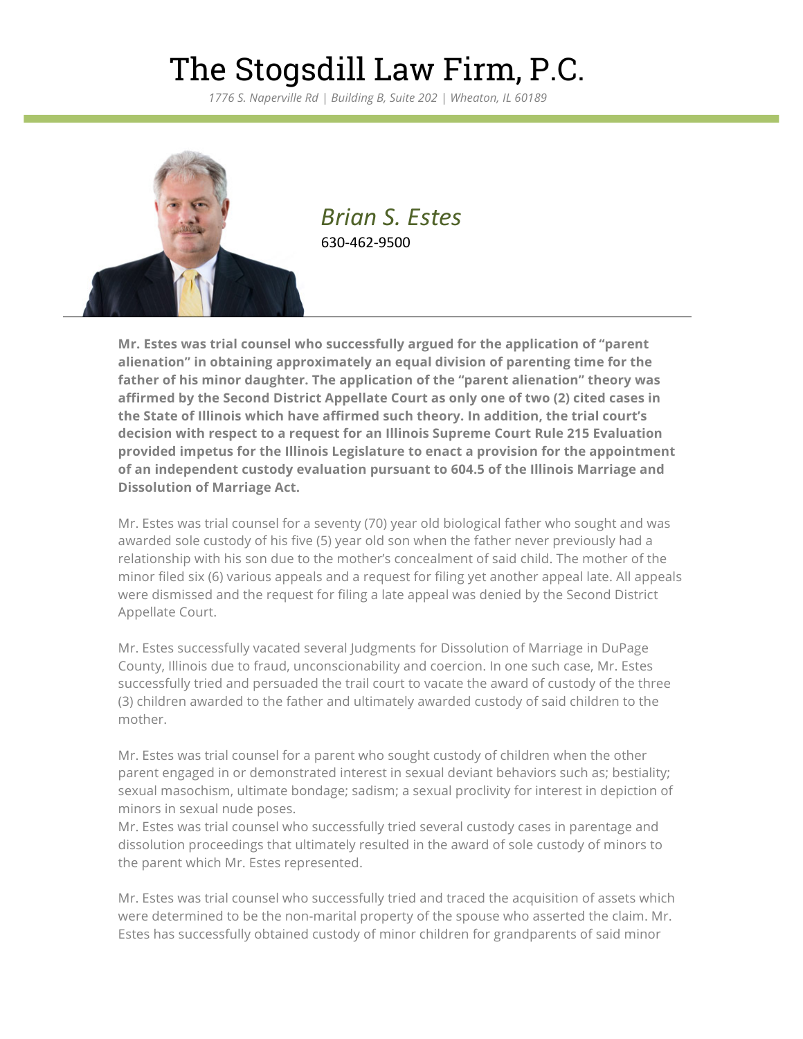# The Stogsdill Law Firm, P.C.

*1776 S. Naperville Rd | Building B, Suite 202 | Wheaton, IL 60189*

## *Brian S. Estes*

630-462-9500

**Mr. Estes was trial counsel who successfully argued for the application of "parent alienation" in obtaining approximately an equal division of parenting time for the father of his minor daughter. The application of the "parent alienation" theory was affirmed by the Second District Appellate Court as only one of two (2) cited cases in the State of Illinois which have affirmed such theory. In addition, the trial court's decision with respect to a request for an Illinois Supreme Court Rule 215 Evaluation provided impetus for the Illinois Legislature to enact a provision for the appointment of an independent custody evaluation pursuant to 604.5 of the Illinois Marriage and Dissolution of Marriage Act.**

Mr. Estes was trial counsel for a seventy (70) year old biological father who sought and was awarded sole custody of his five (5) year old son when the father never previously had a relationship with his son due to the mother's concealment of said child. The mother of the minor filed six (6) various appeals and a request for filing yet another appeal late. All appeals were dismissed and the request for filing a late appeal was denied by the Second District Appellate Court.

Mr. Estes successfully vacated several Judgments for Dissolution of Marriage in DuPage County, Illinois due to fraud, unconscionability and coercion. In one such case, Mr. Estes successfully tried and persuaded the trail court to vacate the award of custody of the three (3) children awarded to the father and ultimately awarded custody of said children to the mother.

Mr. Estes was trial counsel for a parent who sought custody of children when the other parent engaged in or demonstrated interest in sexual deviant behaviors such as; bestiality; sexual masochism, ultimate bondage; sadism; a sexual proclivity for interest in depiction of minors in sexual nude poses.
Mr. Estes was trial counsel who successfully tried several custody cases in parentage and dissolution proceedings that ultimately resulted in the award of sole custody of minors to the parent which Mr. Estes represented.

Mr. Estes was trial counsel who successfully tried and traced the acquisition of assets which were determined to be the non-marital property of the spouse who asserted the claim. Mr. Estes has successfully obtained custody of minor children for grandparents of said minor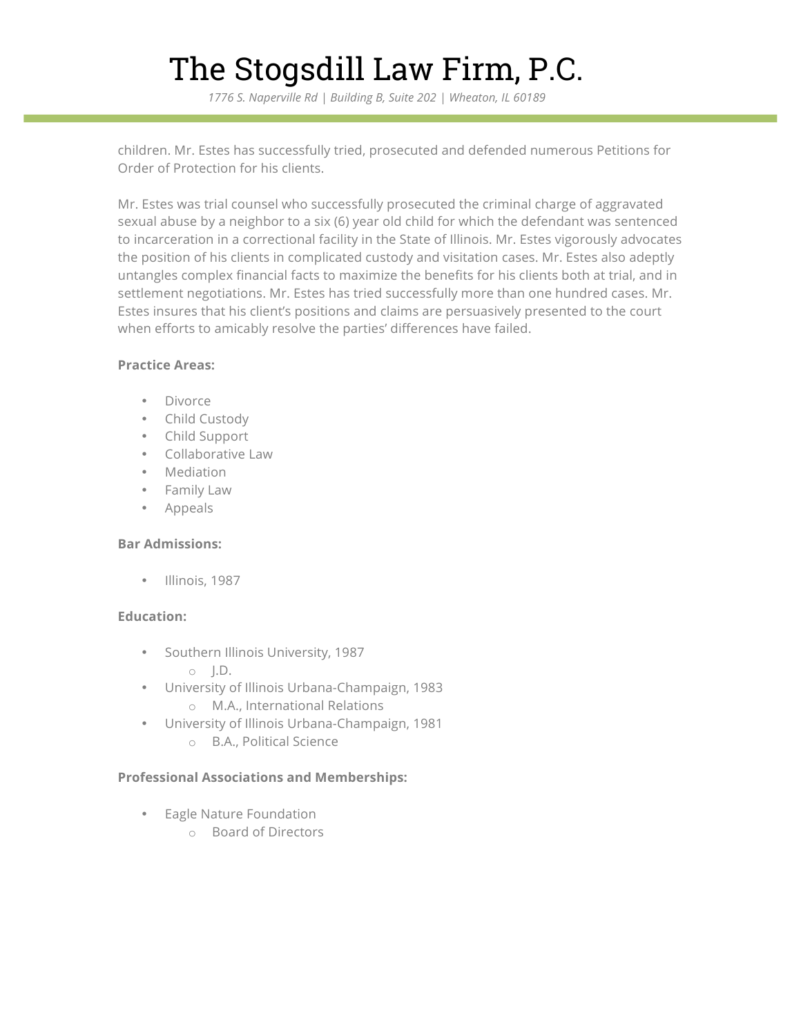children. Mr. Estes has successfully tried, prosecuted and defended numerous Petitions for Order of Protection for his clients.

Mr. Estes was trial counsel who successfully prosecuted the criminal charge of aggravated sexual abuse by a neighbor to a six (6) year old child for which the defendant was sentenced to incarceration in a correctional facility in the State of Illinois. Mr. Estes vigorously advocates the position of his clients in complicated custody and visitation cases. Mr. Estes also adeptly untangles complex financial facts to maximize the benefits for his clients both at trial, and in settlement negotiations. Mr. Estes has tried successfully more than one hundred cases. Mr. Estes insures that his client's positions and claims are persuasively presented to the court when efforts to amicably resolve the parties' differences have failed.

**Practice Areas:**

- Divorce
- Child Custody
- Child Support
- Collaborative Law
- Mediation
- Family Law
- Appeals

**Bar Admissions:**

- Illinois, 1987

**Education:**

- Southern Illinois University, 1987
  - J.D.
- University of Illinois Urbana-Champaign, 1983
  - M.A., International Relations
- University of Illinois Urbana-Champaign, 1981
  - B.A., Political Science

**Professional Associations and Memberships:**

- Eagle Nature Foundation
  - Board of Directors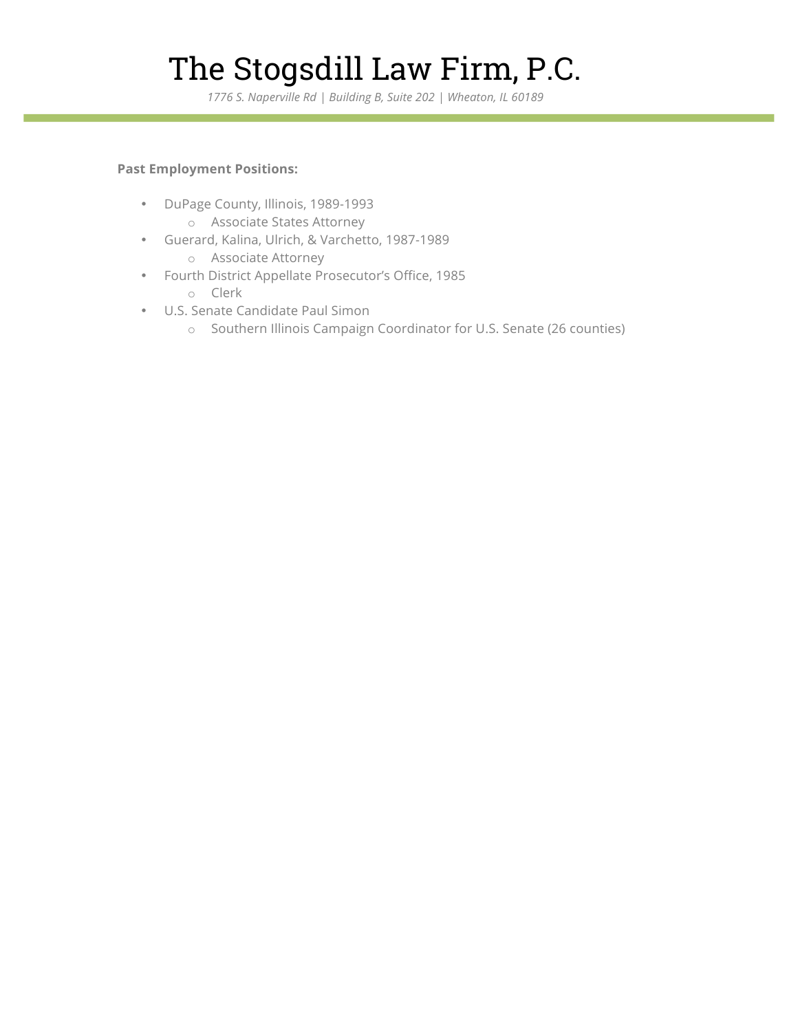# The Stogsdill Law Firm, P.C.

*1776 S. Naperville Rd | Building B, Suite 202 | Wheaton, IL 60189*

**Past Employment Positions:**

- DuPage County, Illinois, 1989-1993
  - Associate States Attorney
- Guerard, Kalina, Ulrich, & Varchetto, 1987-1989
  - Associate Attorney
- Fourth District Appellate Prosecutor's Office, 1985
  - Clerk
- U.S. Senate Candidate Paul Simon
  - Southern Illinois Campaign Coordinator for U.S. Senate (26 counties)